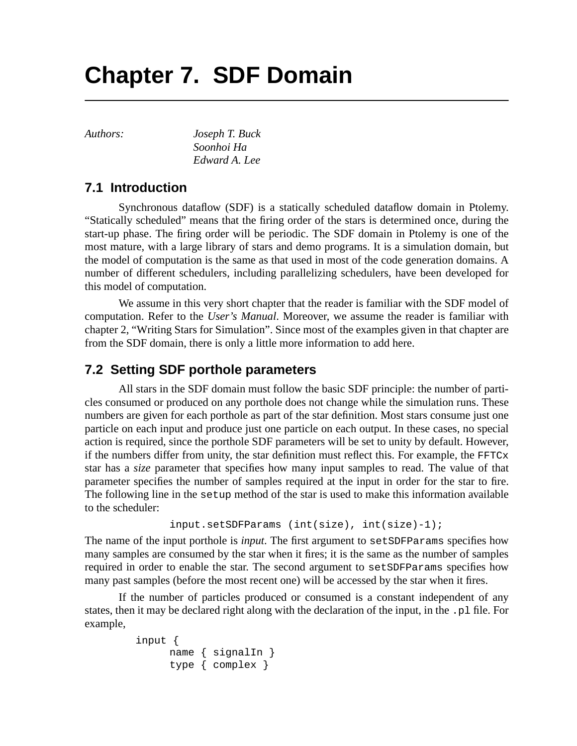# Chapter 7. SDF Domain

*Authors:* *Joseph T. Buck*
*Soonhoi Ha*
*Edward A. Lee*

## 7.1 Introduction

Synchronous dataflow (SDF) is a statically scheduled dataflow domain in Ptolemy. "Statically scheduled" means that the firing order of the stars is determined once, during the start-up phase. The firing order will be periodic. The SDF domain in Ptolemy is one of the most mature, with a large library of stars and demo programs. It is a simulation domain, but the model of computation is the same as that used in most of the code generation domains. A number of different schedulers, including parallelizing schedulers, have been developed for this model of computation.

We assume in this very short chapter that the reader is familiar with the SDF model of computation. Refer to the *User's Manual*. Moreover, we assume the reader is familiar with chapter 2, "Writing Stars for Simulation". Since most of the examples given in that chapter are from the SDF domain, there is only a little more information to add here.

## 7.2 Setting SDF porthole parameters

All stars in the SDF domain must follow the basic SDF principle: the number of particles consumed or produced on any porthole does not change while the simulation runs. These numbers are given for each porthole as part of the star definition. Most stars consume just one particle on each input and produce just one particle on each output. In these cases, no special action is required, since the porthole SDF parameters will be set to unity by default. However, if the numbers differ from unity, the star definition must reflect this. For example, the `FFTCx` star has a *size* parameter that specifies how many input samples to read. The value of that parameter specifies the number of samples required at the input in order for the star to fire. The following line in the `setup` method of the star is used to make this information available to the scheduler:

```
input.setSDFParams (int(size), int(size)-1);
```

The name of the input porthole is *input*. The first argument to `setSDFParams` specifies how many samples are consumed by the star when it fires; it is the same as the number of samples required in order to enable the star. The second argument to `setSDFParams` specifies how many past samples (before the most recent one) will be accessed by the star when it fires.

If the number of particles produced or consumed is a constant independent of any states, then it may be declared right along with the declaration of the input, in the `.pl` file. For example,

```
input {
      name { signalIn }
      type { complex }
```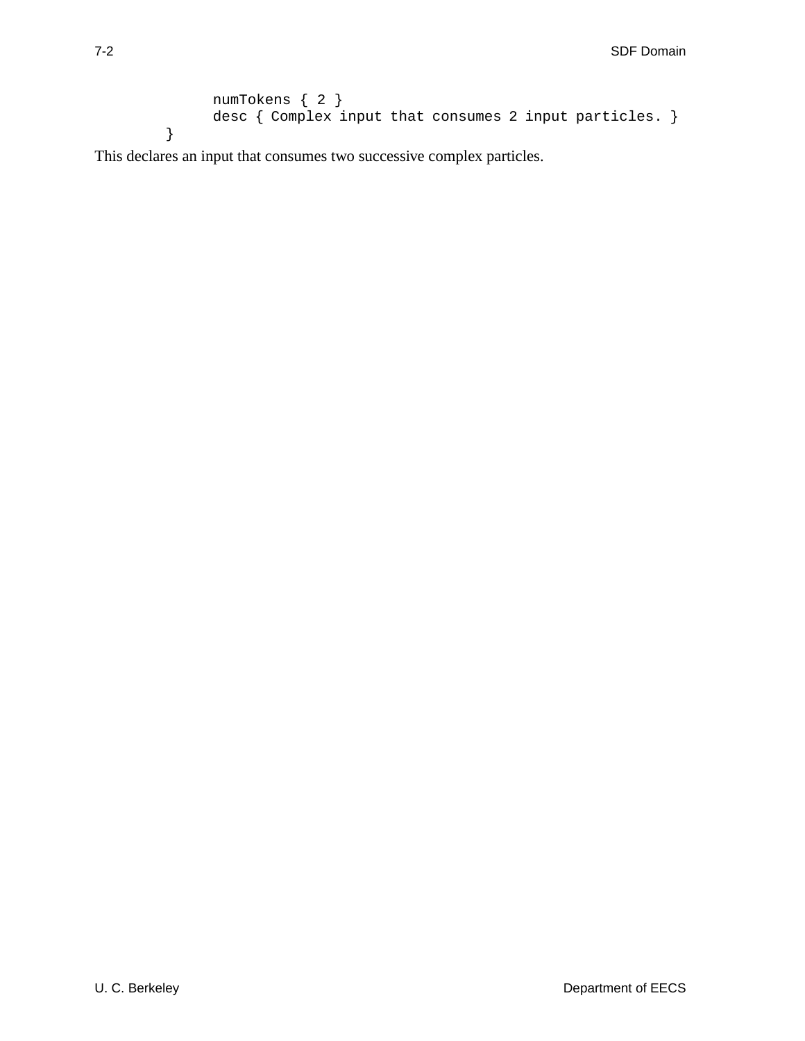```
        numTokens { 2 }
        desc { Complex input that consumes 2 input particles. }
    }
```

This declares an input that consumes two successive complex particles.